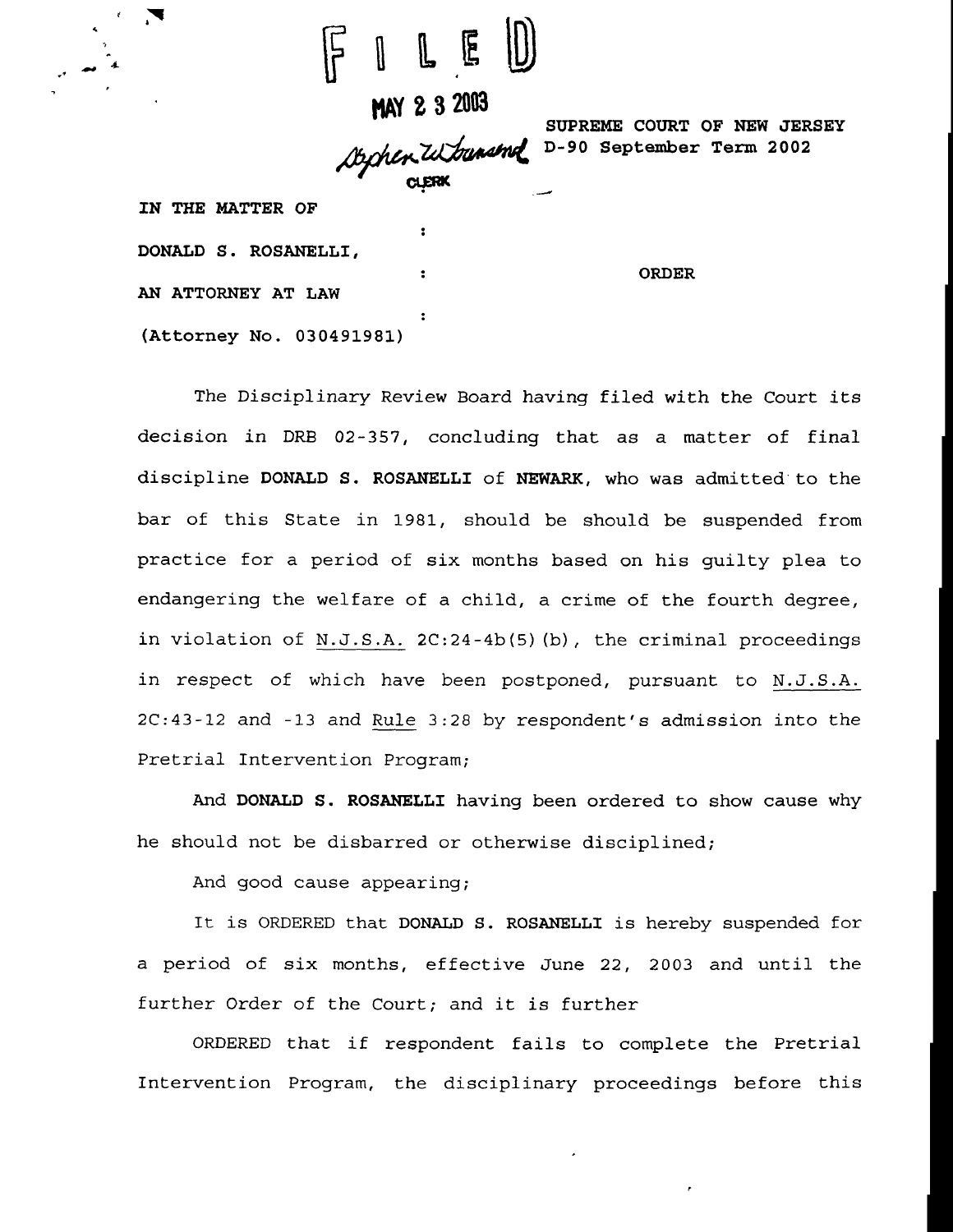FILED

MAY 23 2003

Stephen W. Townsend
CLERK

SUPREME COURT OF NEW JERSEY
D-90 September Term 2002

IN THE MATTER OF :
DONALD S. ROSANELLI, :
AN ATTORNEY AT LAW :
(Attorney No. 030491981)

ORDER

The Disciplinary Review Board having filed with the Court its decision in DRB 02-357, concluding that as a matter of final discipline **DONALD S. ROSANELLI** of **NEWARK**, who was admitted to the bar of this State in 1981, should be should be suspended from practice for a period of six months based on his guilty plea to endangering the welfare of a child, a crime of the fourth degree, in violation of N.J.S.A. 2C:24-4b(5)(b), the criminal proceedings in respect of which have been postponed, pursuant to N.J.S.A. 2C:43-12 and -13 and Rule 3:28 by respondent's admission into the Pretrial Intervention Program;

And **DONALD S. ROSANELLI** having been ordered to show cause why he should not be disbarred or otherwise disciplined;

And good cause appearing;

It is ORDERED that **DONALD S. ROSANELLI** is hereby suspended for a period of six months, effective June 22, 2003 and until the further Order of the Court; and it is further

ORDERED that if respondent fails to complete the Pretrial Intervention Program, the disciplinary proceedings before this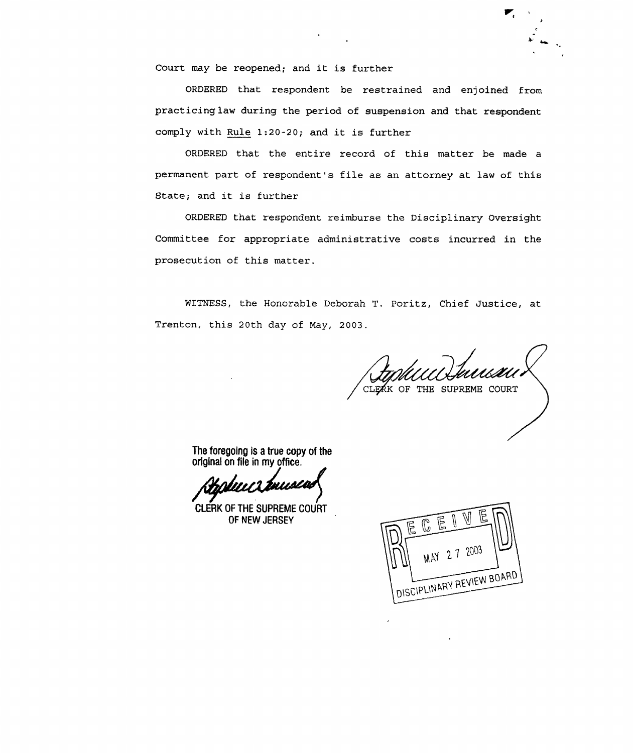Court may be reopened; and it is further

ORDERED that respondent be restrained and enjoined from practicing law during the period of suspension and that respondent comply with Rule 1:20-20; and it is further

ORDERED that the entire record of this matter be made a permanent part of respondent's file as an attorney at law of this State; and it is further

ORDERED that respondent reimburse the Disciplinary Oversight Committee for appropriate administrative costs incurred in the prosecution of this matter.

WITNESS, the Honorable Deborah T. Poritz, Chief Justice, at Trenton, this 20th day of May, 2003.

CLERK OF THE SUPREME COURT

The foregoing is a true copy of the original on file in my office.

CLERK OF THE SUPREME COURT OF NEW JERSEY

RECEIVED
MAY 27 2003
DISCIPLINARY REVIEW BOARD